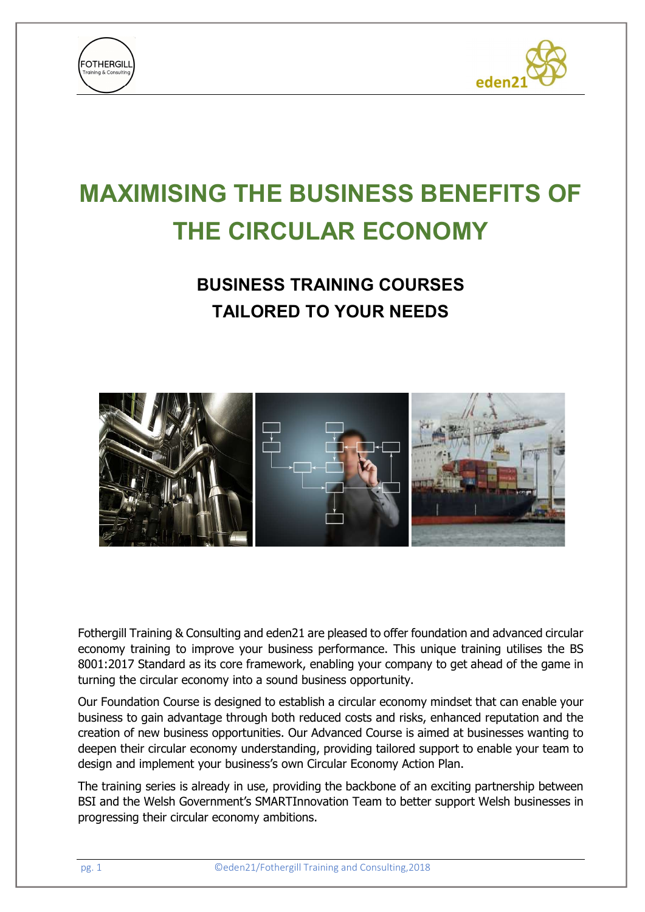# MAXIMISING THE BUSINESS BENEFITS OF THE CIRCULAR ECONOMY

## BUSINESS TRAINING COURSES TAILORED TO YOUR NEEDS

Fothergill Training & Consulting and eden21 are pleased to offer foundation and advanced circular economy training to improve your business performance. This unique training utilises the BS 8001:2017 Standard as its core framework, enabling your company to get ahead of the game in turning the circular economy into a sound business opportunity.

Our Foundation Course is designed to establish a circular economy mindset that can enable your business to gain advantage through both reduced costs and risks, enhanced reputation and the creation of new business opportunities. Our Advanced Course is aimed at businesses wanting to deepen their circular economy understanding, providing tailored support to enable your team to design and implement your business's own Circular Economy Action Plan.

The training series is already in use, providing the backbone of an exciting partnership between BSI and the Welsh Government's SMARTInnovation Team to better support Welsh businesses in progressing their circular economy ambitions.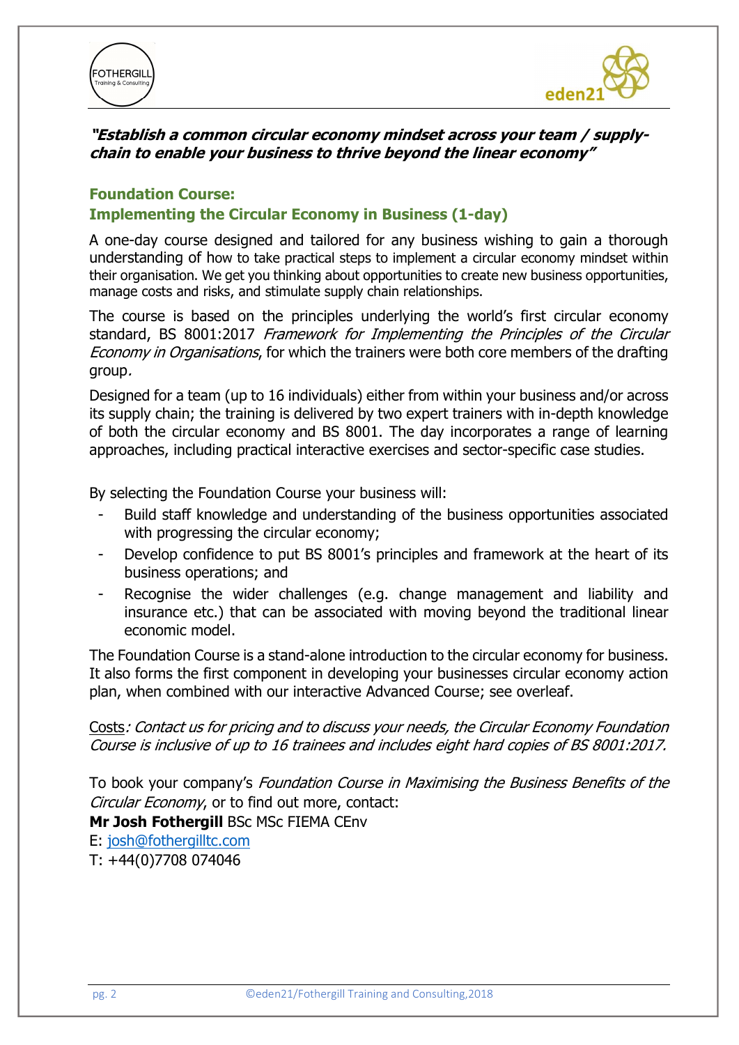***"Establish a common circular economy mindset across your team / supply-chain to enable your business to thrive beyond the linear economy"***

## Foundation Course:
## Implementing the Circular Economy in Business (1-day)

A one-day course designed and tailored for any business wishing to gain a thorough understanding of how to take practical steps to implement a circular economy mindset within their organisation. We get you thinking about opportunities to create new business opportunities, manage costs and risks, and stimulate supply chain relationships.

The course is based on the principles underlying the world's first circular economy standard, BS 8001:2017 *Framework for Implementing the Principles of the Circular Economy in Organisations*, for which the trainers were both core members of the drafting group.

Designed for a team (up to 16 individuals) either from within your business and/or across its supply chain; the training is delivered by two expert trainers with in-depth knowledge of both the circular economy and BS 8001. The day incorporates a range of learning approaches, including practical interactive exercises and sector-specific case studies.

By selecting the Foundation Course your business will:

- Build staff knowledge and understanding of the business opportunities associated with progressing the circular economy;
- Develop confidence to put BS 8001's principles and framework at the heart of its business operations; and
- Recognise the wider challenges (e.g. change management and liability and insurance etc.) that can be associated with moving beyond the traditional linear economic model.

The Foundation Course is a stand-alone introduction to the circular economy for business. It also forms the first component in developing your businesses circular economy action plan, when combined with our interactive Advanced Course; see overleaf.

Costs*: Contact us for pricing and to discuss your needs, the Circular Economy Foundation Course is inclusive of up to 16 trainees and includes eight hard copies of BS 8001:2017.*

To book your company's *Foundation Course in Maximising the Business Benefits of the Circular Economy*, or to find out more, contact:

**Mr Josh Fothergill** BSc MSc FIEMA CEnv

E: josh@fothergilltc.com

T: +44(0)7708 074046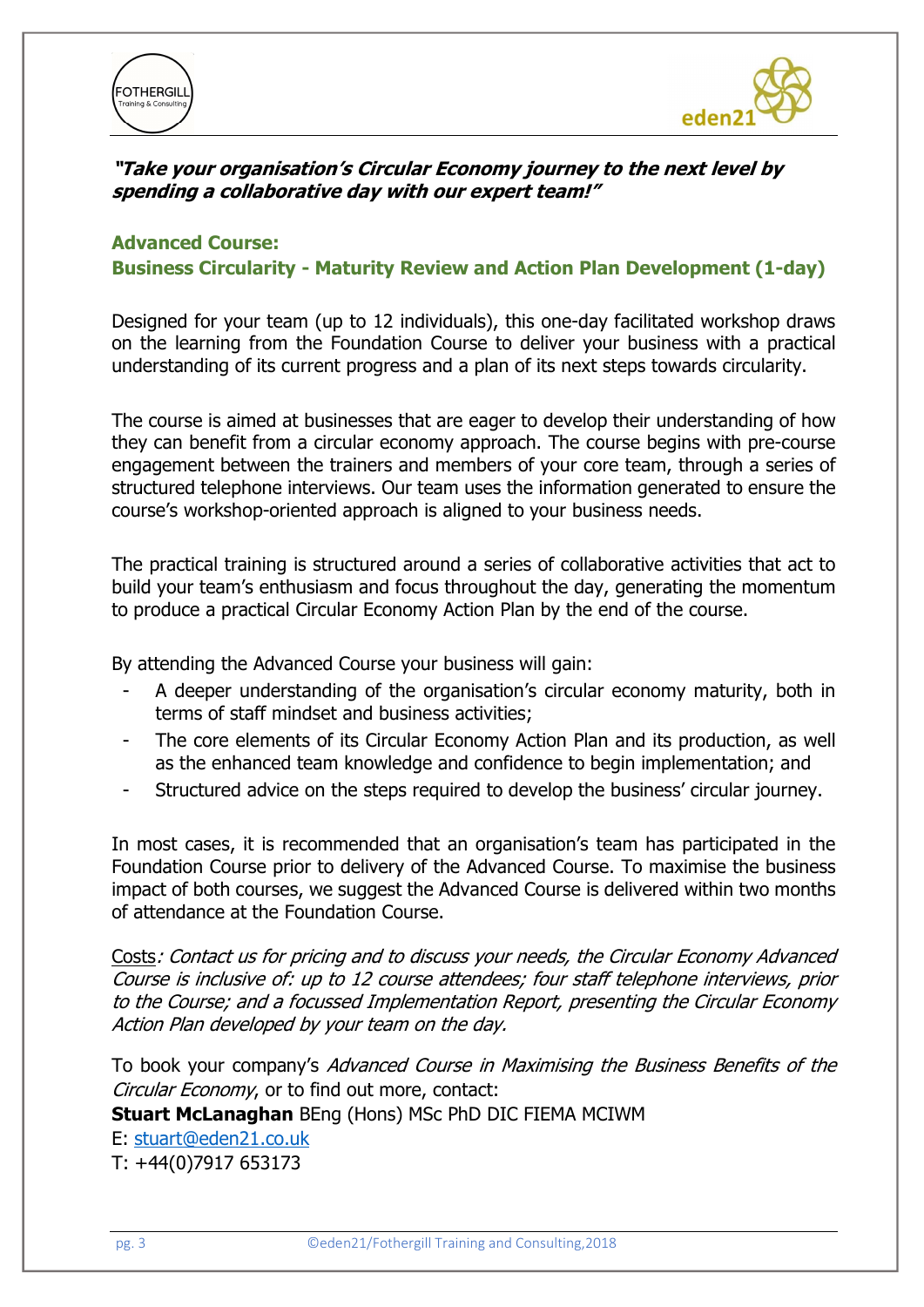***"Take your organisation's Circular Economy journey to the next level by spending a collaborative day with our expert team!"***

## Advanced Course:
## Business Circularity - Maturity Review and Action Plan Development (1-day)

Designed for your team (up to 12 individuals), this one-day facilitated workshop draws on the learning from the Foundation Course to deliver your business with a practical understanding of its current progress and a plan of its next steps towards circularity.

The course is aimed at businesses that are eager to develop their understanding of how they can benefit from a circular economy approach. The course begins with pre-course engagement between the trainers and members of your core team, through a series of structured telephone interviews. Our team uses the information generated to ensure the course's workshop-oriented approach is aligned to your business needs.

The practical training is structured around a series of collaborative activities that act to build your team's enthusiasm and focus throughout the day, generating the momentum to produce a practical Circular Economy Action Plan by the end of the course.

By attending the Advanced Course your business will gain:

- A deeper understanding of the organisation's circular economy maturity, both in terms of staff mindset and business activities;
- The core elements of its Circular Economy Action Plan and its production, as well as the enhanced team knowledge and confidence to begin implementation; and
- Structured advice on the steps required to develop the business' circular journey.

In most cases, it is recommended that an organisation's team has participated in the Foundation Course prior to delivery of the Advanced Course. To maximise the business impact of both courses, we suggest the Advanced Course is delivered within two months of attendance at the Foundation Course.

Costs*: Contact us for pricing and to discuss your needs, the Circular Economy Advanced Course is inclusive of: up to 12 course attendees; four staff telephone interviews, prior to the Course; and a focussed Implementation Report, presenting the Circular Economy Action Plan developed by your team on the day.*

To book your company's *Advanced Course in Maximising the Business Benefits of the Circular Economy*, or to find out more, contact:

**Stuart McLanaghan** BEng (Hons) MSc PhD DIC FIEMA MCIWM

E: stuart@eden21.co.uk

T: +44(0)7917 653173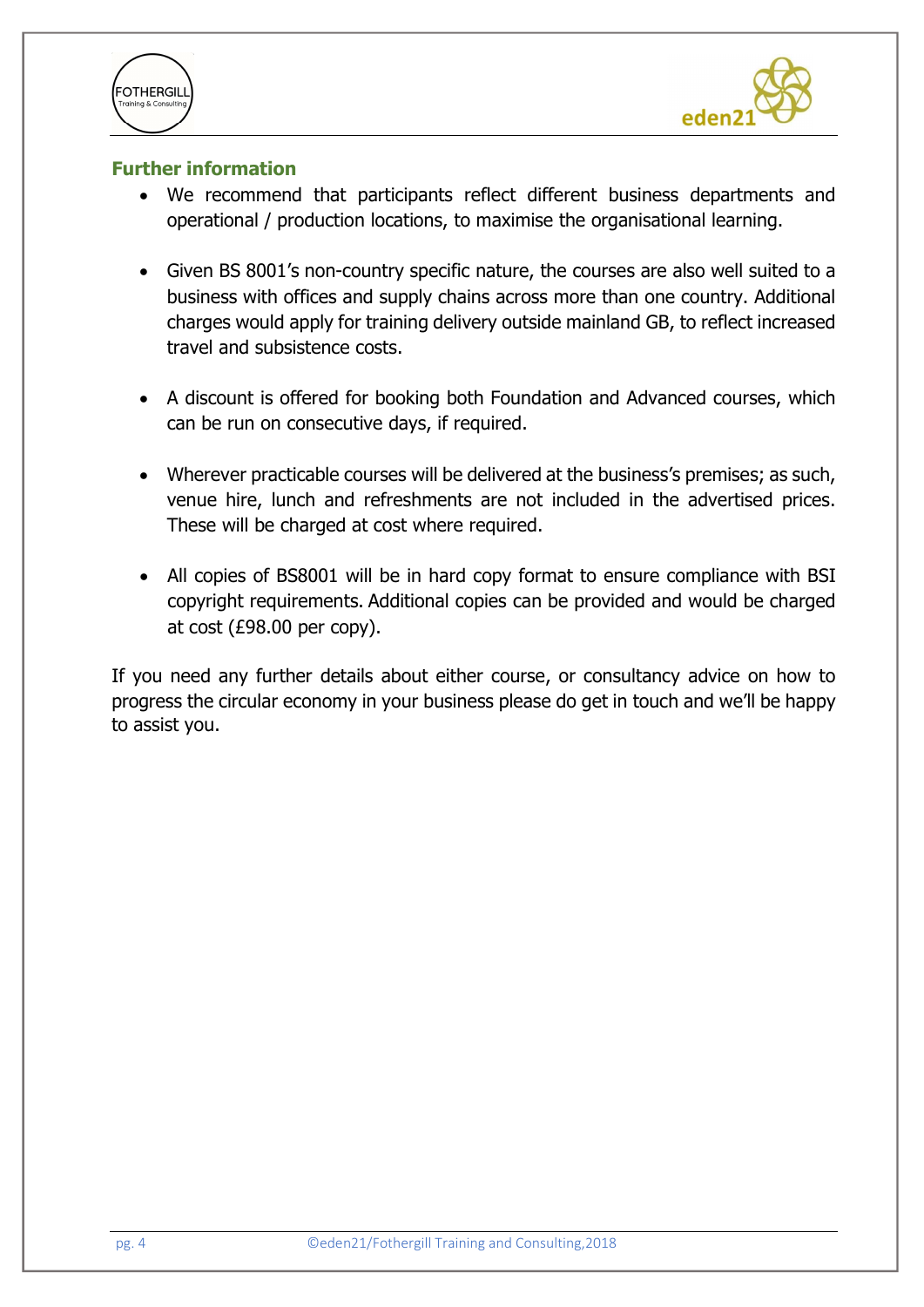## Further information

- We recommend that participants reflect different business departments and operational / production locations, to maximise the organisational learning.
- Given BS 8001's non-country specific nature, the courses are also well suited to a business with offices and supply chains across more than one country. Additional charges would apply for training delivery outside mainland GB, to reflect increased travel and subsistence costs.
- A discount is offered for booking both Foundation and Advanced courses, which can be run on consecutive days, if required.
- Wherever practicable courses will be delivered at the business's premises; as such, venue hire, lunch and refreshments are not included in the advertised prices. These will be charged at cost where required.
- All copies of BS8001 will be in hard copy format to ensure compliance with BSI copyright requirements. Additional copies can be provided and would be charged at cost (£98.00 per copy).

If you need any further details about either course, or consultancy advice on how to progress the circular economy in your business please do get in touch and we'll be happy to assist you.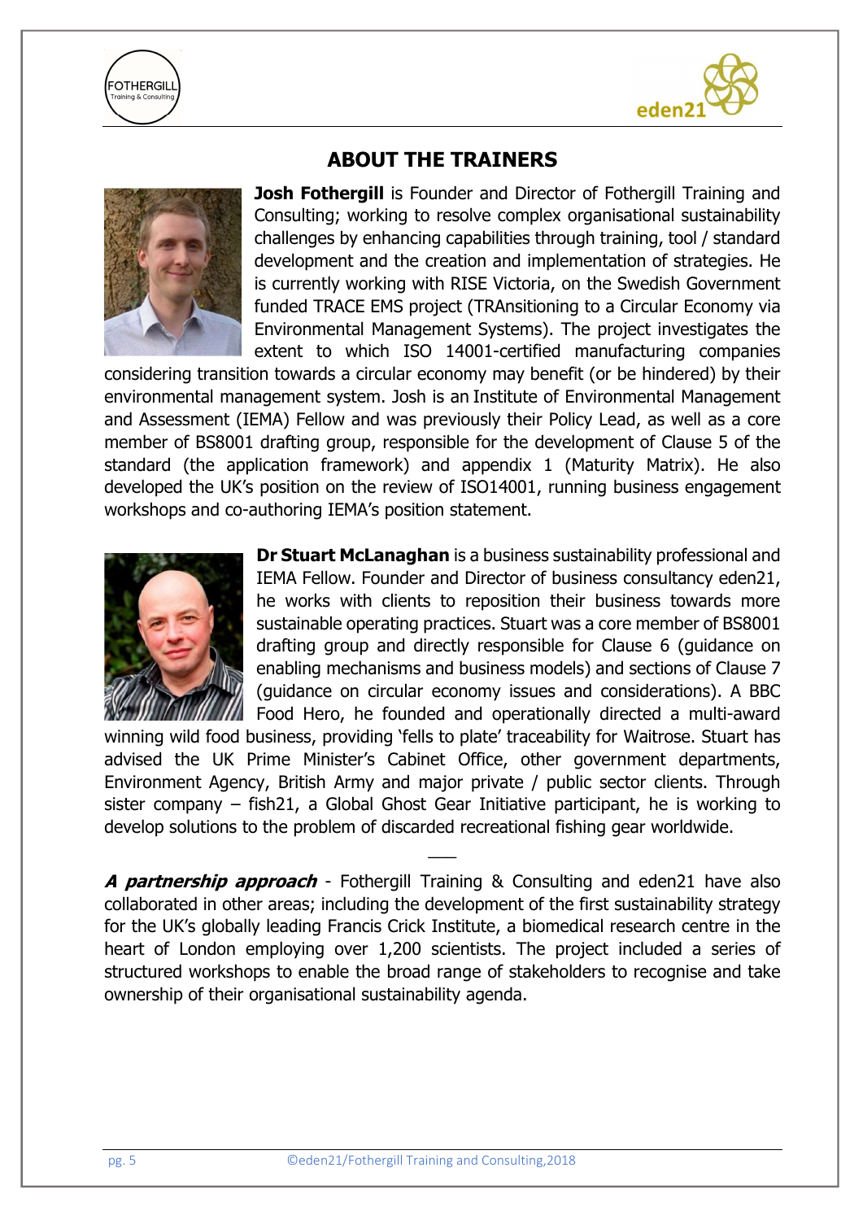## ABOUT THE TRAINERS

**Josh Fothergill** is Founder and Director of Fothergill Training and Consulting; working to resolve complex organisational sustainability challenges by enhancing capabilities through training, tool / standard development and the creation and implementation of strategies. He is currently working with RISE Victoria, on the Swedish Government funded TRACE EMS project (TRAnsitioning to a Circular Economy via Environmental Management Systems). The project investigates the extent to which ISO 14001-certified manufacturing companies considering transition towards a circular economy may benefit (or be hindered) by their environmental management system. Josh is an Institute of Environmental Management and Assessment (IEMA) Fellow and was previously their Policy Lead, as well as a core member of BS8001 drafting group, responsible for the development of Clause 5 of the standard (the application framework) and appendix 1 (Maturity Matrix). He also developed the UK's position on the review of ISO14001, running business engagement workshops and co-authoring IEMA's position statement.

**Dr Stuart McLanaghan** is a business sustainability professional and IEMA Fellow. Founder and Director of business consultancy eden21, he works with clients to reposition their business towards more sustainable operating practices. Stuart was a core member of BS8001 drafting group and directly responsible for Clause 6 (guidance on enabling mechanisms and business models) and sections of Clause 7 (guidance on circular economy issues and considerations). A BBC Food Hero, he founded and operationally directed a multi-award winning wild food business, providing 'fells to plate' traceability for Waitrose. Stuart has advised the UK Prime Minister's Cabinet Office, other government departments, Environment Agency, British Army and major private / public sector clients. Through sister company – fish21, a Global Ghost Gear Initiative participant, he is working to develop solutions to the problem of discarded recreational fishing gear worldwide.

---

***A partnership approach*** - Fothergill Training & Consulting and eden21 have also collaborated in other areas; including the development of the first sustainability strategy for the UK's globally leading Francis Crick Institute, a biomedical research centre in the heart of London employing over 1,200 scientists. The project included a series of structured workshops to enable the broad range of stakeholders to recognise and take ownership of their organisational sustainability agenda.